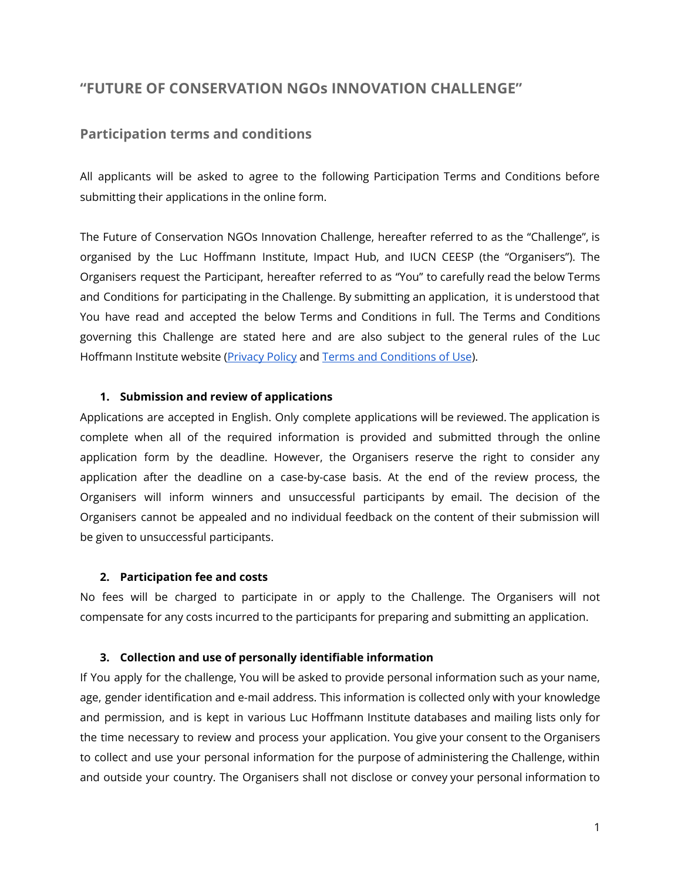## "FUTURE OF CONSERVATION NGOs INNOVATION CHALLENGE"

### Participation terms and conditions

All applicants will be asked to agree to the following Participation Terms and Conditions before submitting their applications in the online form.

The Future of Conservation NGOs Innovation Challenge, hereafter referred to as the "Challenge", is organised by the Luc Hoffmann Institute, Impact Hub, and IUCN CEESP (the "Organisers"). The Organisers request the Participant, hereafter referred to as "You" to carefully read the below Terms and Conditions for participating in the Challenge. By submitting an application, it is understood that You have read and accepted the below Terms and Conditions in full. The Terms and Conditions governing this Challenge are stated here and are also subject to the general rules of the Luc Hoffmann Institute website (Privacy Policy and Terms and Conditions of Use).

1. **Submission and review of applications**

Applications are accepted in English. Only complete applications will be reviewed. The application is complete when all of the required information is provided and submitted through the online application form by the deadline. However, the Organisers reserve the right to consider any application after the deadline on a case-by-case basis. At the end of the review process, the Organisers will inform winners and unsuccessful participants by email. The decision of the Organisers cannot be appealed and no individual feedback on the content of their submission will be given to unsuccessful participants.

2. **Participation fee and costs**

No fees will be charged to participate in or apply to the Challenge. The Organisers will not compensate for any costs incurred to the participants for preparing and submitting an application.

3. **Collection and use of personally identifiable information**

If You apply for the challenge, You will be asked to provide personal information such as your name, age, gender identification and e-mail address. This information is collected only with your knowledge and permission, and is kept in various Luc Hoffmann Institute databases and mailing lists only for the time necessary to review and process your application. You give your consent to the Organisers to collect and use your personal information for the purpose of administering the Challenge, within and outside your country. The Organisers shall not disclose or convey your personal information to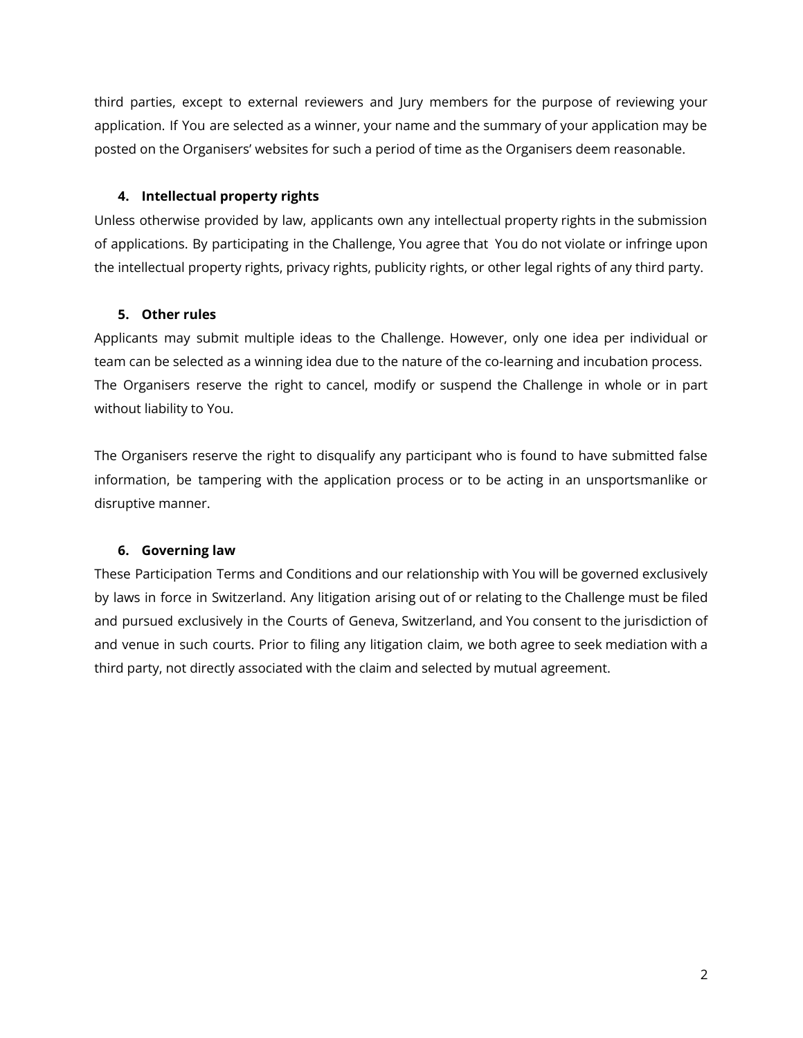third parties, except to external reviewers and Jury members for the purpose of reviewing your application. If You are selected as a winner, your name and the summary of your application may be posted on the Organisers' websites for such a period of time as the Organisers deem reasonable.

### 4. Intellectual property rights

Unless otherwise provided by law, applicants own any intellectual property rights in the submission of applications. By participating in the Challenge, You agree that You do not violate or infringe upon the intellectual property rights, privacy rights, publicity rights, or other legal rights of any third party.

### 5. Other rules

Applicants may submit multiple ideas to the Challenge. However, only one idea per individual or team can be selected as a winning idea due to the nature of the co-learning and incubation process.
The Organisers reserve the right to cancel, modify or suspend the Challenge in whole or in part without liability to You.

The Organisers reserve the right to disqualify any participant who is found to have submitted false information, be tampering with the application process or to be acting in an unsportsmanlike or disruptive manner.

### 6. Governing law

These Participation Terms and Conditions and our relationship with You will be governed exclusively by laws in force in Switzerland. Any litigation arising out of or relating to the Challenge must be filed and pursued exclusively in the Courts of Geneva, Switzerland, and You consent to the jurisdiction of and venue in such courts. Prior to filing any litigation claim, we both agree to seek mediation with a third party, not directly associated with the claim and selected by mutual agreement.